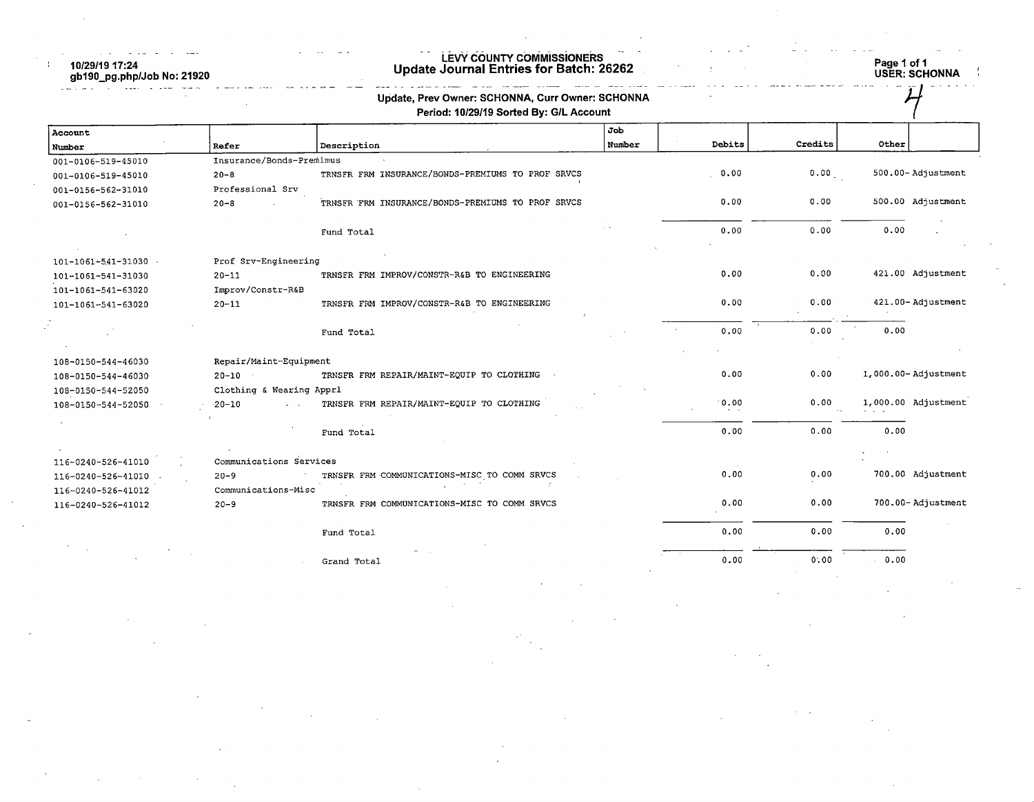10/29/19 17:24
gb190_pg.php/Job No: 21920

# LEVY COUNTY COMMISSIONERS
## Update Journal Entries for Batch: 26262

Page 1 of 1
USER: SCHONNA

4

**Update, Prev Owner: SCHONNA, Curr Owner: SCHONNA**
**Period: 10/29/19 Sorted By: G/L Account**

| Account Number | Refer | Description | Job Number | Debits | Credits | Other | |
|---|---|---|---|---|---|---|---|
| 001-0106-519-45010 | Insurance/Bonds-Premimus | | | | | | |
| 001-0106-519-45010 | 20-8 | TRNSFR FRM INSURANCE/BONDS-PREMIUMS TO PROF SRVCS | | 0.00 | 0.00 | 500.00- | Adjustment |
| 001-0156-562-31010 | Professional Srv | | | | | | |
| 001-0156-562-31010 | 20-8 | TRNSFR FRM INSURANCE/BONDS-PREMIUMS TO PROF SRVCS | | 0.00 | 0.00 | 500.00 | Adjustment |
| | | Fund Total | | 0.00 | 0.00 | 0.00 | |
| 101-1061-541-31030 | Prof Srv-Engineering | | | | | | |
| 101-1061-541-31030 | 20-11 | TRNSFR FRM IMPROV/CONSTR-R&B TO ENGINEERING | | 0.00 | 0.00 | 421.00 | Adjustment |
| 101-1061-541-63020 | Improv/Constr-R&B | | | | | | |
| 101-1061-541-63020 | 20-11 | TRNSFR FRM IMPROV/CONSTR-R&B TO ENGINEERING | | 0.00 | 0.00 | 421.00- | Adjustment |
| | | Fund Total | | 0.00 | 0.00 | 0.00 | |
| 108-0150-544-46030 | Repair/Maint-Equipment | | | | | | |
| 108-0150-544-46030 | 20-10 | TRNSFR FRM REPAIR/MAINT-EQUIP TO CLOTHING | | 0.00 | 0.00 | 1,000.00- | Adjustment |
| 108-0150-544-52050 | Clothing & Wearing Apprl | | | | | | |
| 108-0150-544-52050 | 20-10 | TRNSFR FRM REPAIR/MAINT-EQUIP TO CLOTHING | | 0.00 | 0.00 | 1,000.00 | Adjustment |
| | | Fund Total | | 0.00 | 0.00 | 0.00 | |
| 116-0240-526-41010 | Communications Services | | | | | | |
| 116-0240-526-41010 | 20-9 | TRNSFR FRM COMMUNICATIONS-MISC TO COMM SRVCS | | 0.00 | 0.00 | 700.00 | Adjustment |
| 116-0240-526-41012 | Communications-Misc | | | | | | |
| 116-0240-526-41012 | 20-9 | TRNSFR FRM COMMUNICATIONS-MISC TO COMM SRVCS | | 0.00 | 0.00 | 700.00- | Adjustment |
| | | Fund Total | | 0.00 | 0.00 | 0.00 | |
| | | Grand Total | | 0.00 | 0.00 | 0.00 | |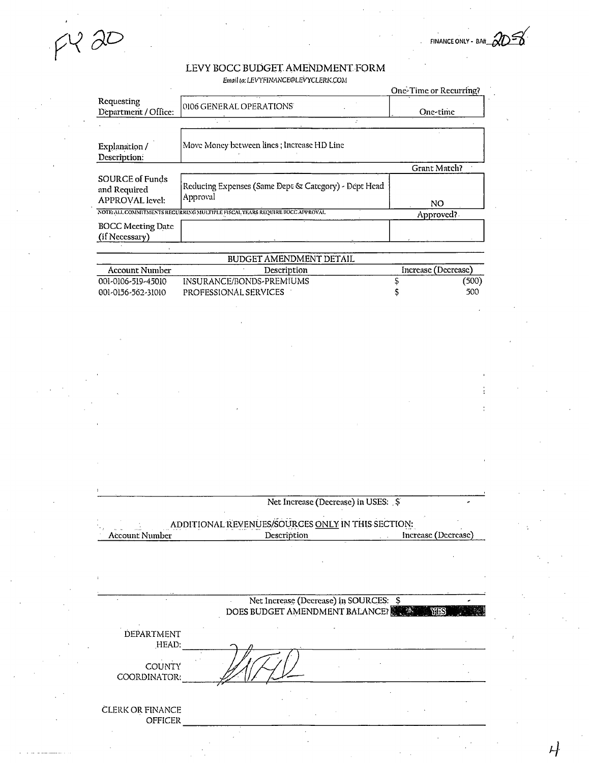FY 20

FINANCE ONLY - BA# 2058

# LEVY BOCC BUDGET AMENDMENT FORM

*Email to: LEVYFINANCE@LEVYCLERK.COM*

| | | One-Time or Recurring? |
|---|---|---|
| Requesting Department / Office: | 0106 GENERAL OPERATIONS | One-time |
| Explanation / Description: | Move Money between lines ; Increase HD Line | |
| | | Grant Match? |
| SOURCE of Funds and Required APPROVAL level: | Reducing Expenses (Same Dept & Category) - Dept Head Approval | NO |
| NOTE: ALL COMMITMENTS RECURRING MULTIPLE FISCAL YEARS REQUIRE BOCC APPROVAL | | Approved? |
| BOCC Meeting Date (if Necessary) | | |

## BUDGET AMENDMENT DETAIL

| Account Number | Description | Increase (Decrease) |
|---|---|---|
| 001-0106-519-45010 | INSURANCE/BONDS-PREMIUMS | $ (500) |
| 001-0156-562-31010 | PROFESSIONAL SERVICES | $ 500 |

Net Increase (Decrease) in USES: $ -

## ADDITIONAL REVENUES/SOURCES ONLY IN THIS SECTION:

| Account Number | Description | Increase (Decrease) |
|---|---|---|
| | | |

Net Increase (Decrease) in SOURCES: $ -

DOES BUDGET AMENDMENT BALANCE? YES

DEPARTMENT HEAD: _______________

COUNTY COORDINATOR: _______________

CLERK OR FINANCE OFFICER _______________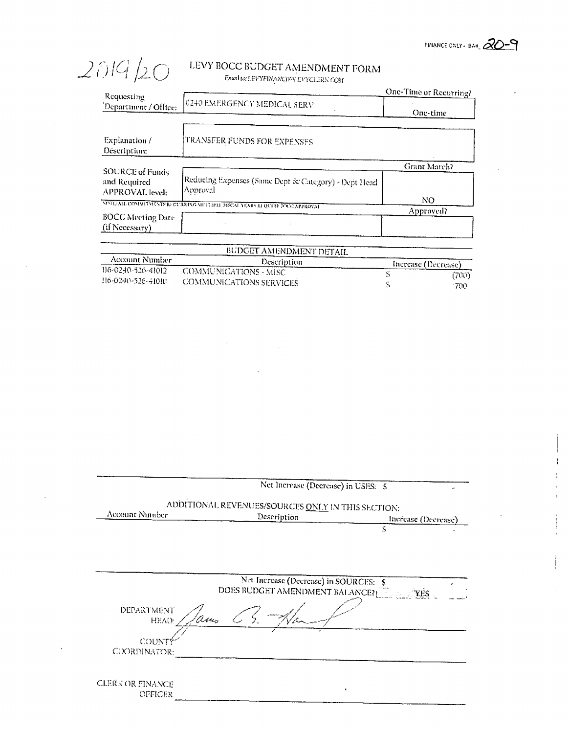FINANCE ONLY - BA# 20-9

2019/20

# LEVY BOCC BUDGET AMENDMENT FORM

Email to: LEVYFINANCE@LEVYCLERK.COM

| | | |
|---|---|---|
| Requesting Department / Office: | 0240 EMERGENCY MEDICAL SERV | One-Time or Recurring? One-time |
| Explanation / Description: | TRANSFER FUNDS FOR EXPENSES | |
| SOURCE of Funds and Required APPROVAL level: | Reducing Expenses (Same Dept & Category) - Dept Head Approval | Grant Match? NO |
| BOCC Meeting Date (if Necessary) | | Approved? |

NOTE: ALL COMMITMENTS RECURRING MULTIPLE FISCAL YEARS REQUIRE BOCC APPROVAL

## BUDGET AMENDMENT DETAIL

| Account Number | Description | Increase (Decrease) |
|---|---|---|
| 116-0240-526-41012 | COMMUNICATIONS - MISC | $ (700) |
| 116-0240-526-41010 | COMMUNICATIONS SERVICES | $ 700 |

Net Increase (Decrease) in USES: $ -

ADDITIONAL REVENUES/SOURCES ONLY IN THIS SECTION:

| Account Number | Description | Increase (Decrease) |
|---|---|---|
| | | $ - |

Net Increase (Decrease) in SOURCES: $ -

DOES BUDGET AMENDMENT BALANCE? YES

DEPARTMENT HEAD: James G. Harris

COUNTY COORDINATOR: ______

CLERK OR FINANCE OFFICER: ______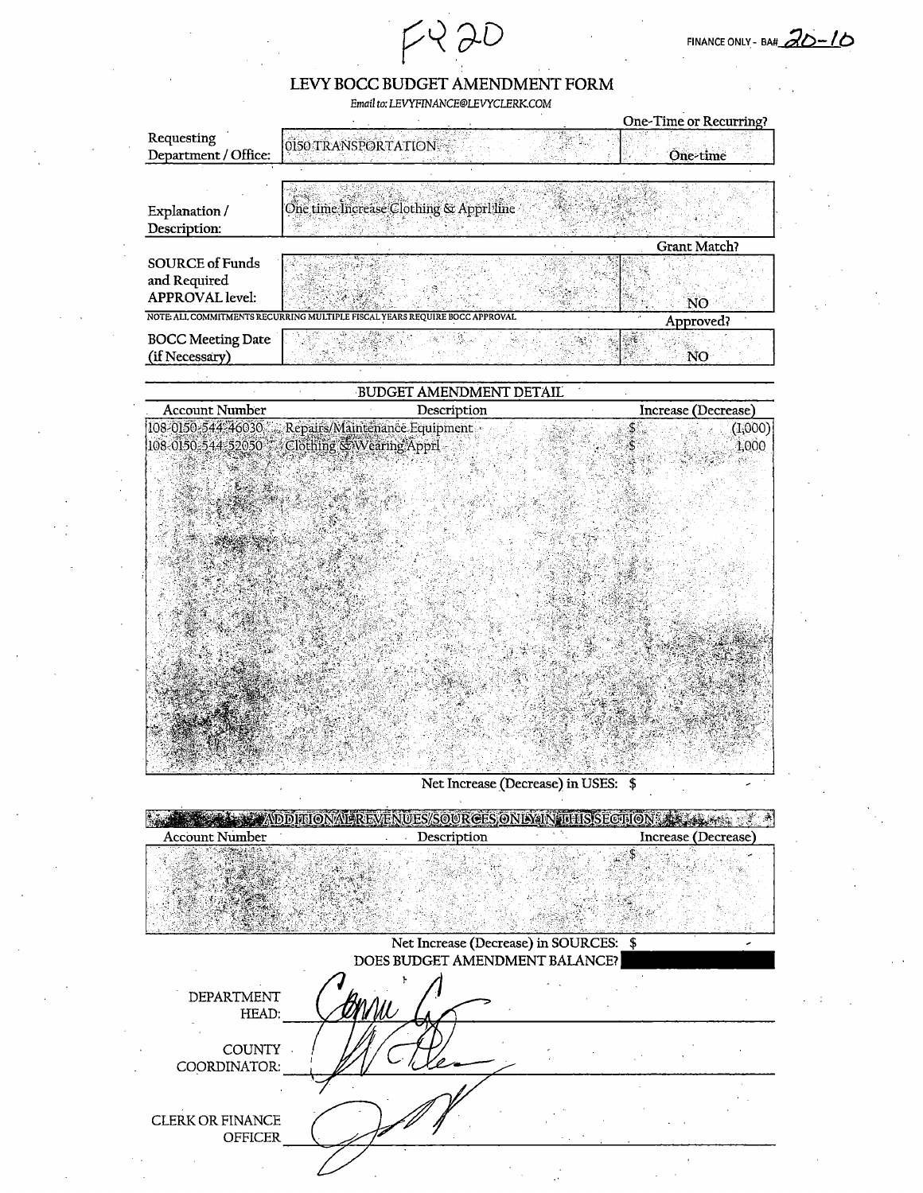FY 20

FINANCE ONLY - BA# 20-10

# LEVY BOCC BUDGET AMENDMENT FORM

*Email to: LEVYFINANCE@LEVYCLERK.COM*

| | | |
|---|---|---|
| | | One-Time or Recurring? |
| Requesting Department / Office: | 0150 TRANSPORTATION | One-time |
| Explanation / Description: | One time Increase Clothing & Apprl line | |
| | | Grant Match? |
| SOURCE of Funds and Required APPROVAL level: | | NO |
| NOTE: ALL COMMITMENTS RECURRING MULTIPLE FISCAL YEARS REQUIRE BOCC APPROVAL | | Approved? |
| BOCC Meeting Date (if Necessary) | | NO |

## BUDGET AMENDMENT DETAIL

| Account Number | Description | Increase (Decrease) |
|---|---|---|
| 108-0150-544-46030 | Repairs/Maintenance Equipment | $ (1,000) |
| 108-0150-544-52050 | Clothing & Wearing Apprl | $ 1,000 |

Net Increase (Decrease) in USES: $ -

## ADDITIONAL REVENUES/SOURCES ONLY IN THIS SECTION

| Account Number | Description | Increase (Decrease) |
|---|---|---|
| | | $ - |

Net Increase (Decrease) in SOURCES: $ -

DOES BUDGET AMENDMENT BALANCE?

DEPARTMENT HEAD: ______________________

COUNTY COORDINATOR: ______________________

CLERK OR FINANCE OFFICER ______________________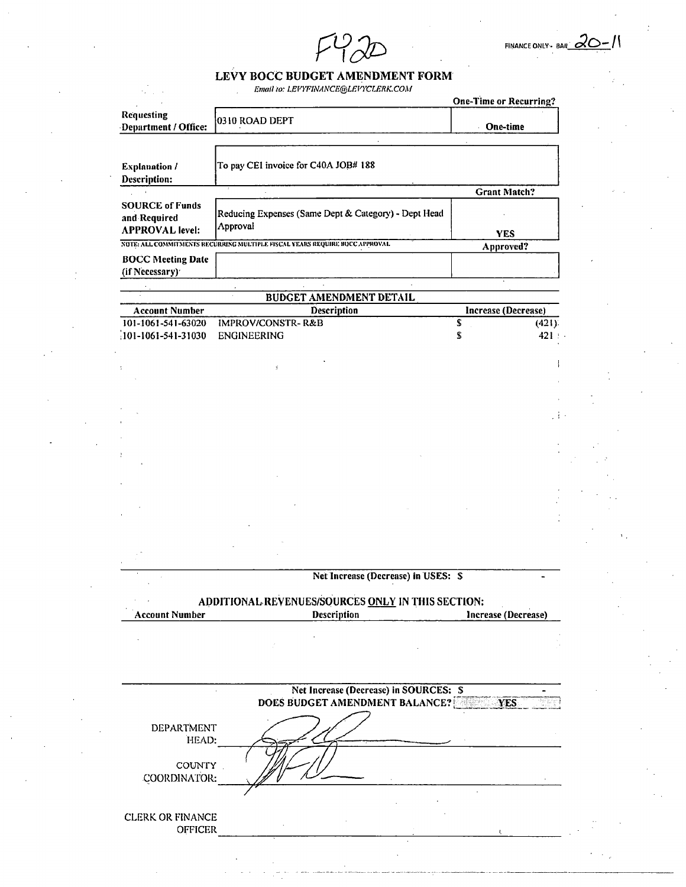FY20

FINANCE ONLY - BA# 20-11

# LEVY BOCC BUDGET AMENDMENT FORM

*Email to: LEVYFINANCE@LEVYCLERK.COM*

| | | One-Time or Recurring? |
|---|---|---|
| **Requesting Department / Office:** | 0310 ROAD DEPT | One-time |
| **Explanation / Description:** | To pay CEI invoice for C40A JOB# 188 | |
| | | **Grant Match?** |
| **SOURCE of Funds and Required APPROVAL level:** | Reducing Expenses (Same Dept & Category) - Dept Head Approval | YES |

NOTE: ALL COMMITMENTS RECURRING MULTIPLE FISCAL YEARS REQUIRE BOCC APPROVAL

| | | Approved? |
|---|---|---|
| **BOCC Meeting Date (if Necessary)** | | |

## BUDGET AMENDMENT DETAIL

| Account Number | Description | Increase (Decrease) |
|---|---|---|
| 101-1061-541-63020 | IMPROV/CONSTR- R&B | $ (421) |
| 101-1061-541-31030 | ENGINEERING | $ 421 |

**Net Increase (Decrease) in USES:** $ -

## ADDITIONAL REVENUES/SOURCES ONLY IN THIS SECTION:

| Account Number | Description | Increase (Decrease) |
|---|---|---|
| | | |

**Net Increase (Decrease) in SOURCES:** $ -

**DOES BUDGET AMENDMENT BALANCE?** YES

DEPARTMENT HEAD: [signature]

COUNTY COORDINATOR: [signature]

CLERK OR FINANCE OFFICER: ______________________